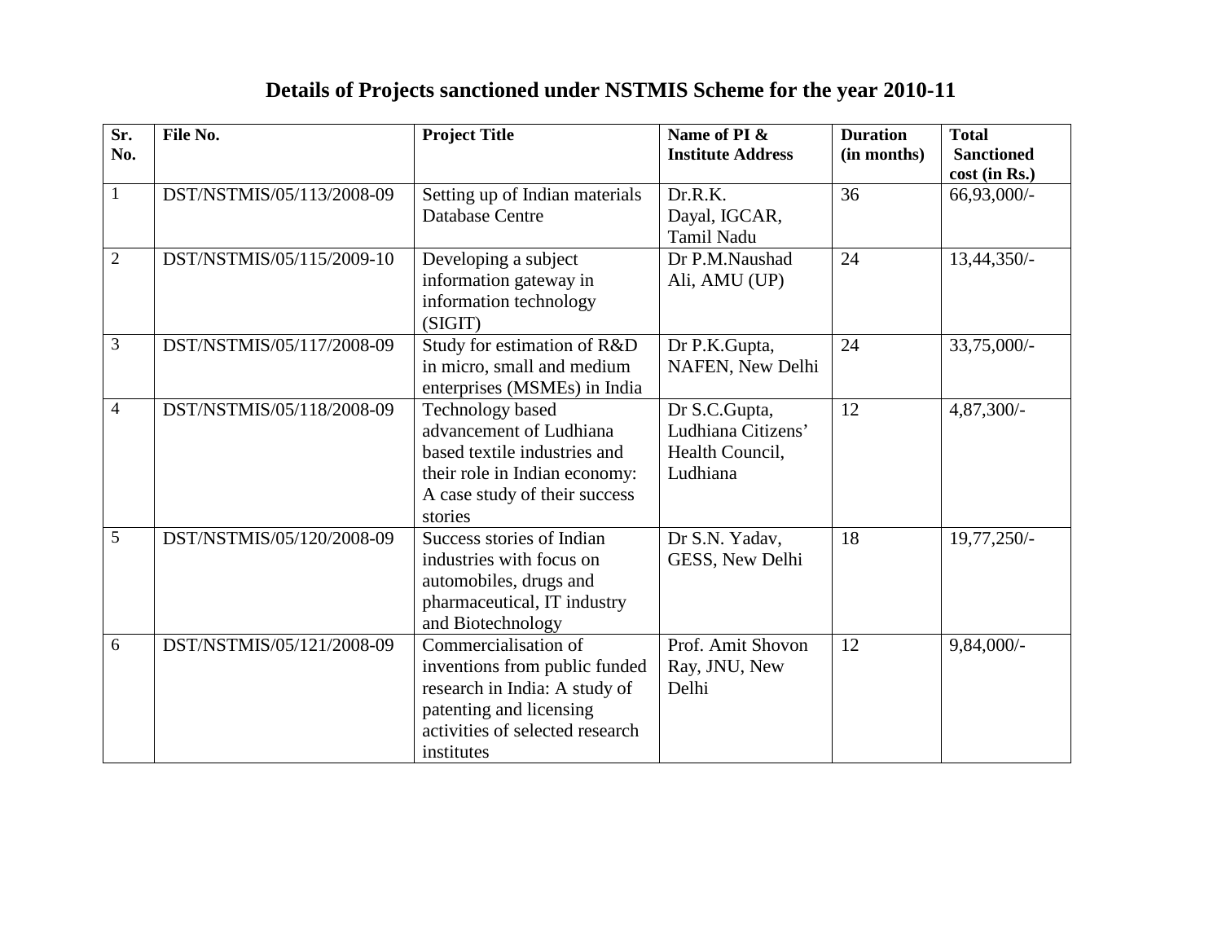# Details of Projects sanctioned under NSTMIS Scheme for the year 2010-11

| Sr. No. | File No. | Project Title | Name of PI & Institute Address | Duration (in months) | Total Sanctioned cost (in Rs.) |
|---|---|---|---|---|---|
| 1 | DST/NSTMIS/05/113/2008-09 | Setting up of Indian materials Database Centre | Dr.R.K. Dayal, IGCAR, Tamil Nadu | 36 | 66,93,000/- |
| 2 | DST/NSTMIS/05/115/2009-10 | Developing a subject information gateway in information technology (SIGIT) | Dr P.M.Naushad Ali, AMU (UP) | 24 | 13,44,350/- |
| 3 | DST/NSTMIS/05/117/2008-09 | Study for estimation of R&D in micro, small and medium enterprises (MSMEs) in India | Dr P.K.Gupta, NAFEN, New Delhi | 24 | 33,75,000/- |
| 4 | DST/NSTMIS/05/118/2008-09 | Technology based advancement of Ludhiana based textile industries and their role in Indian economy: A case study of their success stories | Dr S.C.Gupta, Ludhiana Citizens' Health Council, Ludhiana | 12 | 4,87,300/- |
| 5 | DST/NSTMIS/05/120/2008-09 | Success stories of Indian industries with focus on automobiles, drugs and pharmaceutical, IT industry and Biotechnology | Dr S.N. Yadav, GESS, New Delhi | 18 | 19,77,250/- |
| 6 | DST/NSTMIS/05/121/2008-09 | Commercialisation of inventions from public funded research in India: A study of patenting and licensing activities of selected research institutes | Prof. Amit Shovon Ray, JNU, New Delhi | 12 | 9,84,000/- |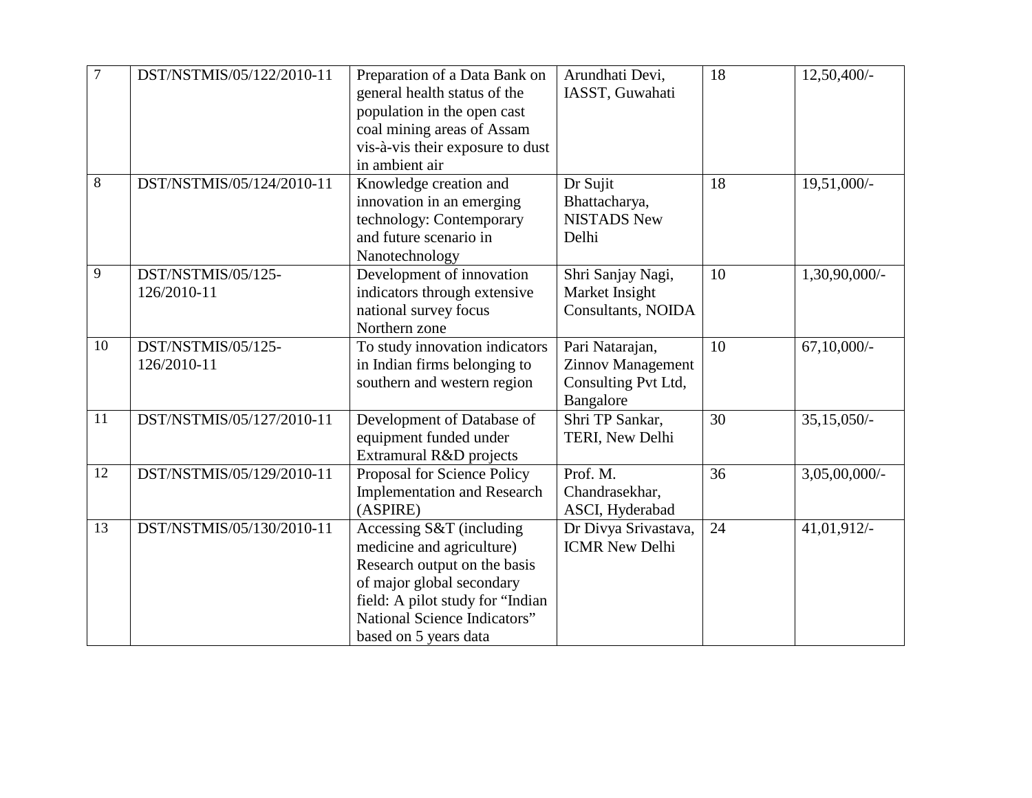| | | | | | |
|---|---|---|---|---|---|
| 7 | DST/NSTMIS/05/122/2010-11 | Preparation of a Data Bank on general health status of the population in the open cast coal mining areas of Assam vis-à-vis their exposure to dust in ambient air | Arundhati Devi, IASST, Guwahati | 18 | 12,50,400/- |
| 8 | DST/NSTMIS/05/124/2010-11 | Knowledge creation and innovation in an emerging technology: Contemporary and future scenario in Nanotechnology | Dr Sujit Bhattacharya, NISTADS New Delhi | 18 | 19,51,000/- |
| 9 | DST/NSTMIS/05/125-126/2010-11 | Development of innovation indicators through extensive national survey focus Northern zone | Shri Sanjay Nagi, Market Insight Consultants, NOIDA | 10 | 1,30,90,000/- |
| 10 | DST/NSTMIS/05/125-126/2010-11 | To study innovation indicators in Indian firms belonging to southern and western region | Pari Natarajan, Zinnov Management Consulting Pvt Ltd, Bangalore | 10 | 67,10,000/- |
| 11 | DST/NSTMIS/05/127/2010-11 | Development of Database of equipment funded under Extramural R&D projects | Shri TP Sankar, TERI, New Delhi | 30 | 35,15,050/- |
| 12 | DST/NSTMIS/05/129/2010-11 | Proposal for Science Policy Implementation and Research (ASPIRE) | Prof. M. Chandrasekhar, ASCI, Hyderabad | 36 | 3,05,00,000/- |
| 13 | DST/NSTMIS/05/130/2010-11 | Accessing S&T (including medicine and agriculture) Research output on the basis of major global secondary field: A pilot study for "Indian National Science Indicators" based on 5 years data | Dr Divya Srivastava, ICMR New Delhi | 24 | 41,01,912/- |